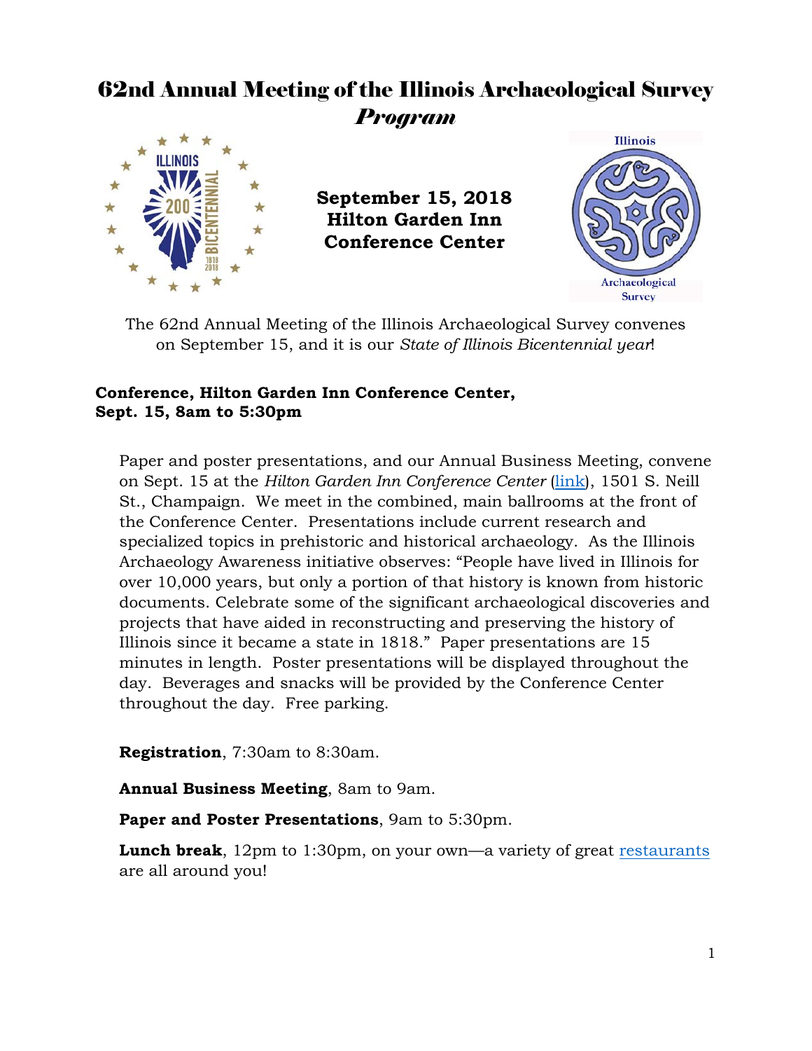# 62nd Annual Meeting of the Illinois Archaeological Survey
## *Program*

**September 15, 2018**
**Hilton Garden Inn**
**Conference Center**

The 62nd Annual Meeting of the Illinois Archaeological Survey convenes on September 15, and it is our *State of Illinois Bicentennial year*!

### Conference, Hilton Garden Inn Conference Center, Sept. 15, 8am to 5:30pm

Paper and poster presentations, and our Annual Business Meeting, convene on Sept. 15 at the *Hilton Garden Inn Conference Center* (link), 1501 S. Neill St., Champaign. We meet in the combined, main ballrooms at the front of the Conference Center. Presentations include current research and specialized topics in prehistoric and historical archaeology. As the Illinois Archaeology Awareness initiative observes: "People have lived in Illinois for over 10,000 years, but only a portion of that history is known from historic documents. Celebrate some of the significant archaeological discoveries and projects that have aided in reconstructing and preserving the history of Illinois since it became a state in 1818." Paper presentations are 15 minutes in length. Poster presentations will be displayed throughout the day. Beverages and snacks will be provided by the Conference Center throughout the day. Free parking.

**Registration**, 7:30am to 8:30am.

**Annual Business Meeting**, 8am to 9am.

**Paper and Poster Presentations**, 9am to 5:30pm.

**Lunch break**, 12pm to 1:30pm, on your own—a variety of great restaurants are all around you!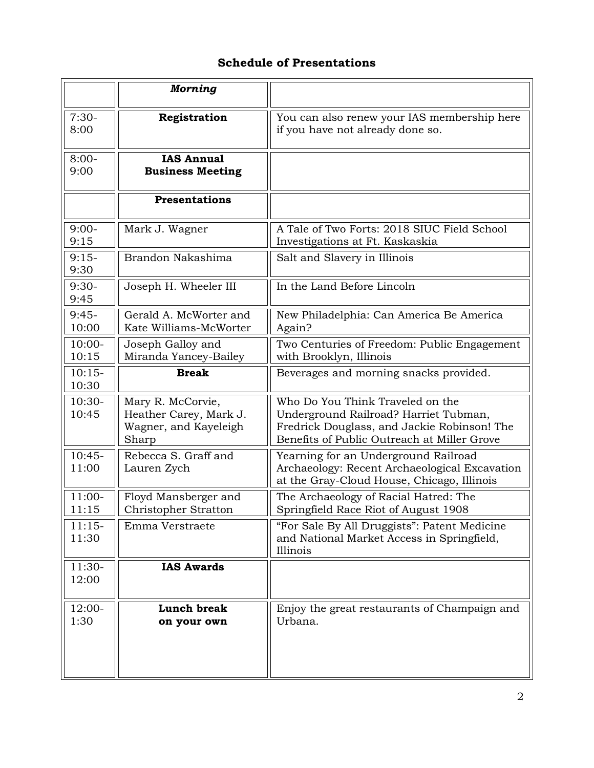## Schedule of Presentations

| | *Morning* | |
|---|---|---|
| 7:30-8:00 | **Registration** | You can also renew your IAS membership here if you have not already done so. |
| 8:00-9:00 | **IAS Annual Business Meeting** | |
| | **Presentations** | |
| 9:00-9:15 | Mark J. Wagner | A Tale of Two Forts: 2018 SIUC Field School Investigations at Ft. Kaskaskia |
| 9:15-9:30 | Brandon Nakashima | Salt and Slavery in Illinois |
| 9:30-9:45 | Joseph H. Wheeler III | In the Land Before Lincoln |
| 9:45-10:00 | Gerald A. McWorter and Kate Williams-McWorter | New Philadelphia: Can America Be America Again? |
| 10:00-10:15 | Joseph Galloy and Miranda Yancey-Bailey | Two Centuries of Freedom: Public Engagement with Brooklyn, Illinois |
| 10:15-10:30 | **Break** | Beverages and morning snacks provided. |
| 10:30-10:45 | Mary R. McCorvie, Heather Carey, Mark J. Wagner, and Kayeleigh Sharp | Who Do You Think Traveled on the Underground Railroad? Harriet Tubman, Fredrick Douglass, and Jackie Robinson! The Benefits of Public Outreach at Miller Grove |
| 10:45-11:00 | Rebecca S. Graff and Lauren Zych | Yearning for an Underground Railroad Archaeology: Recent Archaeological Excavation at the Gray-Cloud House, Chicago, Illinois |
| 11:00-11:15 | Floyd Mansberger and Christopher Stratton | The Archaeology of Racial Hatred: The Springfield Race Riot of August 1908 |
| 11:15-11:30 | Emma Verstraete | "For Sale By All Druggists": Patent Medicine and National Market Access in Springfield, Illinois |
| 11:30-12:00 | **IAS Awards** | |
| 12:00-1:30 | **Lunch break on your own** | Enjoy the great restaurants of Champaign and Urbana. |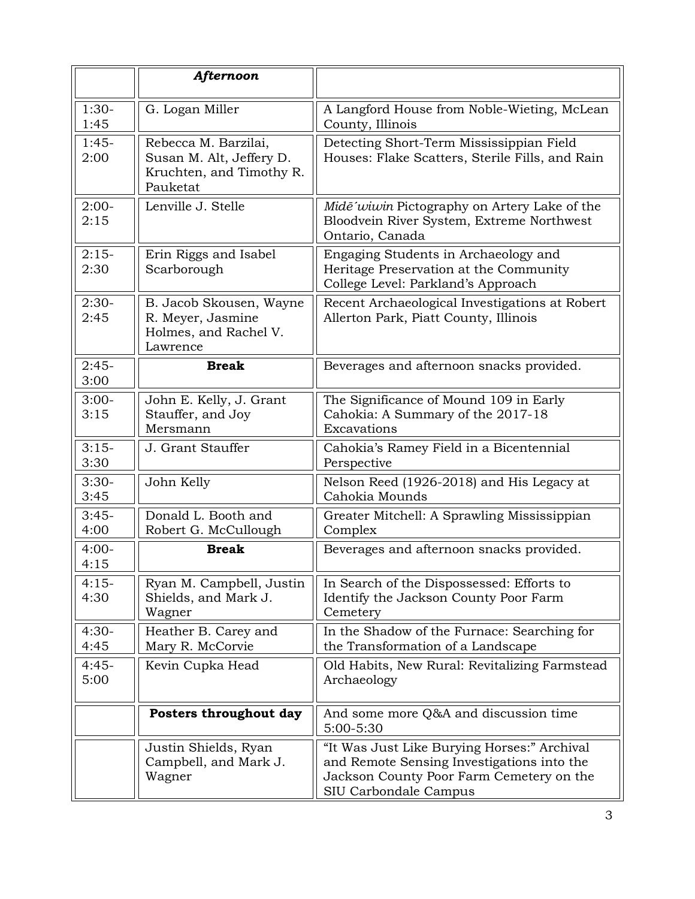| | *Afternoon* | |
|---|---|---|
| 1:30-1:45 | G. Logan Miller | A Langford House from Noble-Wieting, McLean County, Illinois |
| 1:45-2:00 | Rebecca M. Barzilai, Susan M. Alt, Jeffery D. Kruchten, and Timothy R. Pauketat | Detecting Short-Term Mississippian Field Houses: Flake Scatters, Sterile Fills, and Rain |
| 2:00-2:15 | Lenville J. Stelle | *Midē´wiwin* Pictography on Artery Lake of the Bloodvein River System, Extreme Northwest Ontario, Canada |
| 2:15-2:30 | Erin Riggs and Isabel Scarborough | Engaging Students in Archaeology and Heritage Preservation at the Community College Level: Parkland's Approach |
| 2:30-2:45 | B. Jacob Skousen, Wayne R. Meyer, Jasmine Holmes, and Rachel V. Lawrence | Recent Archaeological Investigations at Robert Allerton Park, Piatt County, Illinois |
| 2:45-3:00 | **Break** | Beverages and afternoon snacks provided. |
| 3:00-3:15 | John E. Kelly, J. Grant Stauffer, and Joy Mersmann | The Significance of Mound 109 in Early Cahokia: A Summary of the 2017-18 Excavations |
| 3:15-3:30 | J. Grant Stauffer | Cahokia's Ramey Field in a Bicentennial Perspective |
| 3:30-3:45 | John Kelly | Nelson Reed (1926-2018) and His Legacy at Cahokia Mounds |
| 3:45-4:00 | Donald L. Booth and Robert G. McCullough | Greater Mitchell: A Sprawling Mississippian Complex |
| 4:00-4:15 | **Break** | Beverages and afternoon snacks provided. |
| 4:15-4:30 | Ryan M. Campbell, Justin Shields, and Mark J. Wagner | In Search of the Dispossessed: Efforts to Identify the Jackson County Poor Farm Cemetery |
| 4:30-4:45 | Heather B. Carey and Mary R. McCorvie | In the Shadow of the Furnace: Searching for the Transformation of a Landscape |
| 4:45-5:00 | Kevin Cupka Head | Old Habits, New Rural: Revitalizing Farmstead Archaeology |
| | **Posters throughout day** | And some more Q&A and discussion time 5:00-5:30 |
| | Justin Shields, Ryan Campbell, and Mark J. Wagner | "It Was Just Like Burying Horses:" Archival and Remote Sensing Investigations into the Jackson County Poor Farm Cemetery on the SIU Carbondale Campus |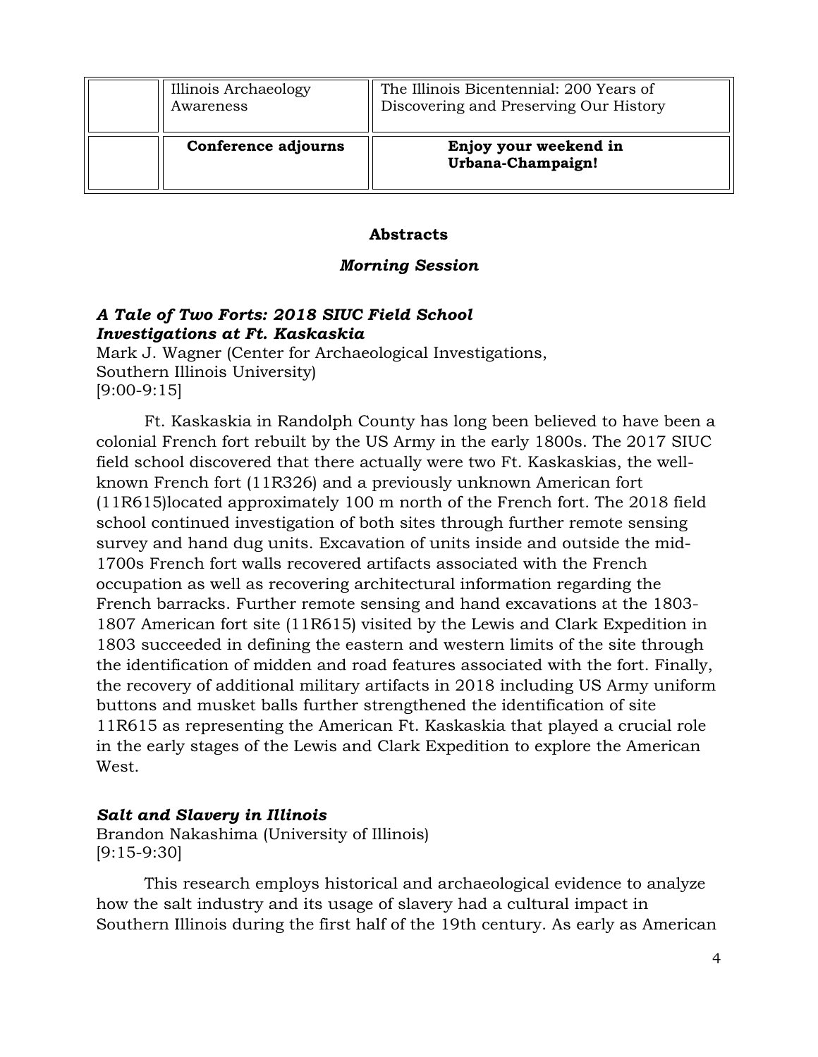| | | |
|---|---|---|
| | Illinois Archaeology Awareness | The Illinois Bicentennial: 200 Years of Discovering and Preserving Our History |
| | **Conference adjourns** | **Enjoy your weekend in Urbana-Champaign!** |

## Abstracts

### *Morning Session*

***A Tale of Two Forts: 2018 SIUC Field School Investigations at Ft. Kaskaskia***
Mark J. Wagner (Center for Archaeological Investigations, Southern Illinois University)
[9:00-9:15]

Ft. Kaskaskia in Randolph County has long been believed to have been a colonial French fort rebuilt by the US Army in the early 1800s. The 2017 SIUC field school discovered that there actually were two Ft. Kaskaskias, the well-known French fort (11R326) and a previously unknown American fort (11R615)located approximately 100 m north of the French fort. The 2018 field school continued investigation of both sites through further remote sensing survey and hand dug units. Excavation of units inside and outside the mid-1700s French fort walls recovered artifacts associated with the French occupation as well as recovering architectural information regarding the French barracks. Further remote sensing and hand excavations at the 1803-1807 American fort site (11R615) visited by the Lewis and Clark Expedition in 1803 succeeded in defining the eastern and western limits of the site through the identification of midden and road features associated with the fort. Finally, the recovery of additional military artifacts in 2018 including US Army uniform buttons and musket balls further strengthened the identification of site 11R615 as representing the American Ft. Kaskaskia that played a crucial role in the early stages of the Lewis and Clark Expedition to explore the American West.

***Salt and Slavery in Illinois***
Brandon Nakashima (University of Illinois)
[9:15-9:30]

This research employs historical and archaeological evidence to analyze how the salt industry and its usage of slavery had a cultural impact in Southern Illinois during the first half of the 19th century. As early as American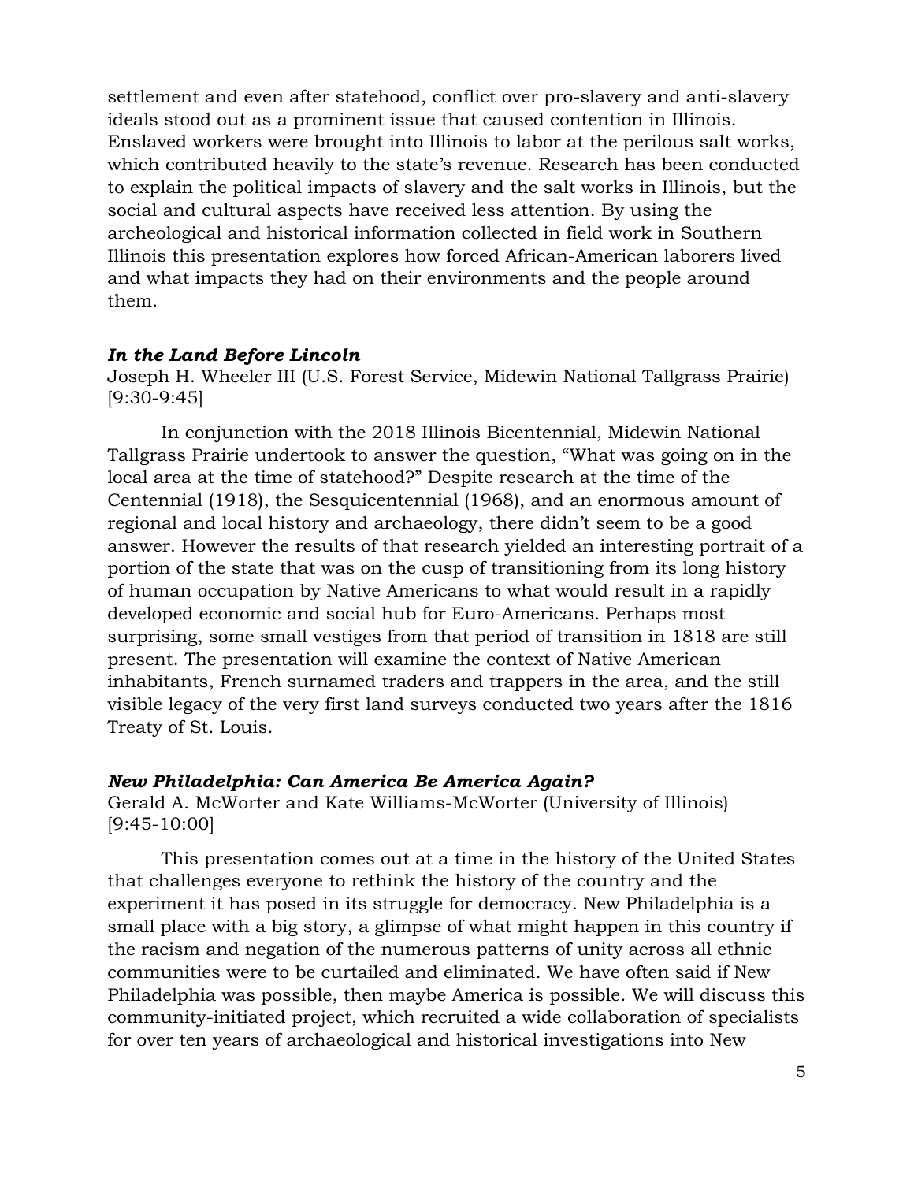settlement and even after statehood, conflict over pro-slavery and anti-slavery ideals stood out as a prominent issue that caused contention in Illinois. Enslaved workers were brought into Illinois to labor at the perilous salt works, which contributed heavily to the state's revenue. Research has been conducted to explain the political impacts of slavery and the salt works in Illinois, but the social and cultural aspects have received less attention. By using the archeological and historical information collected in field work in Southern Illinois this presentation explores how forced African-American laborers lived and what impacts they had on their environments and the people around them.

***In the Land Before Lincoln***
Joseph H. Wheeler III (U.S. Forest Service, Midewin National Tallgrass Prairie) [9:30-9:45]

In conjunction with the 2018 Illinois Bicentennial, Midewin National Tallgrass Prairie undertook to answer the question, "What was going on in the local area at the time of statehood?" Despite research at the time of the Centennial (1918), the Sesquicentennial (1968), and an enormous amount of regional and local history and archaeology, there didn't seem to be a good answer. However the results of that research yielded an interesting portrait of a portion of the state that was on the cusp of transitioning from its long history of human occupation by Native Americans to what would result in a rapidly developed economic and social hub for Euro-Americans. Perhaps most surprising, some small vestiges from that period of transition in 1818 are still present. The presentation will examine the context of Native American inhabitants, French surnamed traders and trappers in the area, and the still visible legacy of the very first land surveys conducted two years after the 1816 Treaty of St. Louis.

***New Philadelphia: Can America Be America Again?***
Gerald A. McWorter and Kate Williams-McWorter (University of Illinois) [9:45-10:00]

This presentation comes out at a time in the history of the United States that challenges everyone to rethink the history of the country and the experiment it has posed in its struggle for democracy. New Philadelphia is a small place with a big story, a glimpse of what might happen in this country if the racism and negation of the numerous patterns of unity across all ethnic communities were to be curtailed and eliminated. We have often said if New Philadelphia was possible, then maybe America is possible. We will discuss this community-initiated project, which recruited a wide collaboration of specialists for over ten years of archaeological and historical investigations into New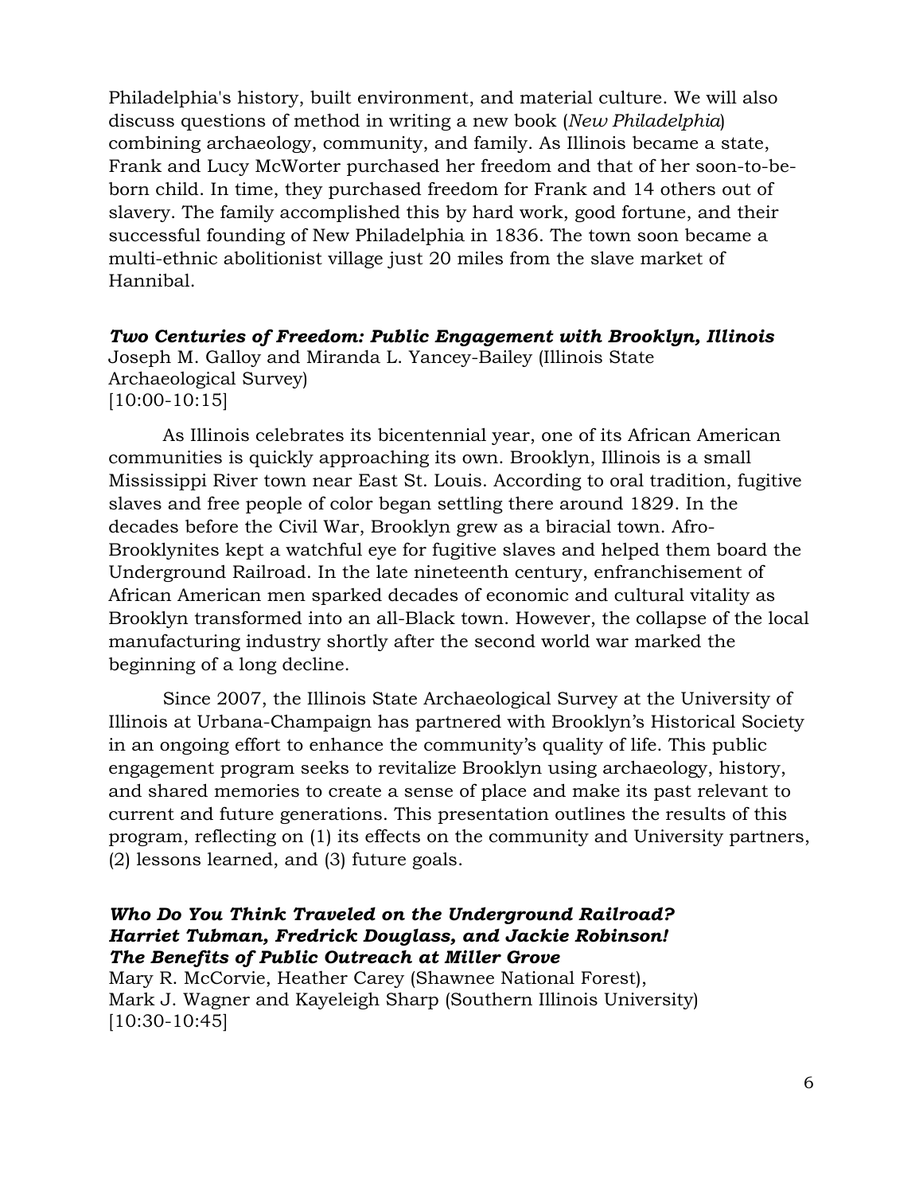Philadelphia's history, built environment, and material culture. We will also discuss questions of method in writing a new book (*New Philadelphia*) combining archaeology, community, and family. As Illinois became a state, Frank and Lucy McWorter purchased her freedom and that of her soon-to-be-born child. In time, they purchased freedom for Frank and 14 others out of slavery. The family accomplished this by hard work, good fortune, and their successful founding of New Philadelphia in 1836. The town soon became a multi-ethnic abolitionist village just 20 miles from the slave market of Hannibal.

***Two Centuries of Freedom: Public Engagement with Brooklyn, Illinois***
Joseph M. Galloy and Miranda L. Yancey-Bailey (Illinois State Archaeological Survey)
[10:00-10:15]

As Illinois celebrates its bicentennial year, one of its African American communities is quickly approaching its own. Brooklyn, Illinois is a small Mississippi River town near East St. Louis. According to oral tradition, fugitive slaves and free people of color began settling there around 1829. In the decades before the Civil War, Brooklyn grew as a biracial town. Afro-Brooklynites kept a watchful eye for fugitive slaves and helped them board the Underground Railroad. In the late nineteenth century, enfranchisement of African American men sparked decades of economic and cultural vitality as Brooklyn transformed into an all-Black town. However, the collapse of the local manufacturing industry shortly after the second world war marked the beginning of a long decline.

Since 2007, the Illinois State Archaeological Survey at the University of Illinois at Urbana-Champaign has partnered with Brooklyn's Historical Society in an ongoing effort to enhance the community's quality of life. This public engagement program seeks to revitalize Brooklyn using archaeology, history, and shared memories to create a sense of place and make its past relevant to current and future generations. This presentation outlines the results of this program, reflecting on (1) its effects on the community and University partners, (2) lessons learned, and (3) future goals.

***Who Do You Think Traveled on the Underground Railroad? Harriet Tubman, Fredrick Douglass, and Jackie Robinson! The Benefits of Public Outreach at Miller Grove***
Mary R. McCorvie, Heather Carey (Shawnee National Forest), Mark J. Wagner and Kayeleigh Sharp (Southern Illinois University)
[10:30-10:45]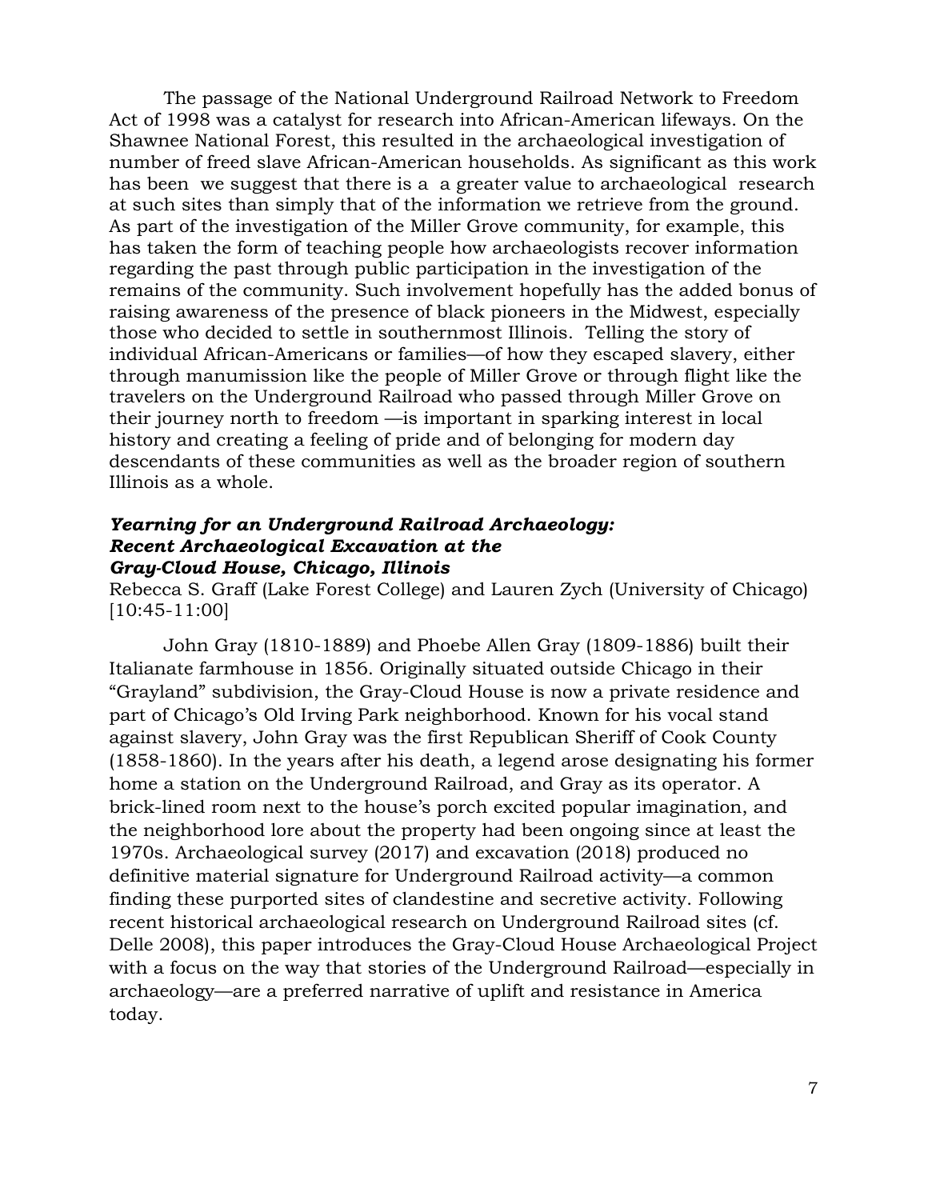The passage of the National Underground Railroad Network to Freedom Act of 1998 was a catalyst for research into African-American lifeways. On the Shawnee National Forest, this resulted in the archaeological investigation of number of freed slave African-American households. As significant as this work has been we suggest that there is a a greater value to archaeological research at such sites than simply that of the information we retrieve from the ground. As part of the investigation of the Miller Grove community, for example, this has taken the form of teaching people how archaeologists recover information regarding the past through public participation in the investigation of the remains of the community. Such involvement hopefully has the added bonus of raising awareness of the presence of black pioneers in the Midwest, especially those who decided to settle in southernmost Illinois. Telling the story of individual African-Americans or families—of how they escaped slavery, either through manumission like the people of Miller Grove or through flight like the travelers on the Underground Railroad who passed through Miller Grove on their journey north to freedom —is important in sparking interest in local history and creating a feeling of pride and of belonging for modern day descendants of these communities as well as the broader region of southern Illinois as a whole.

***Yearning for an Underground Railroad Archaeology: Recent Archaeological Excavation at the Gray-Cloud House, Chicago, Illinois***

Rebecca S. Graff (Lake Forest College) and Lauren Zych (University of Chicago) [10:45-11:00]

John Gray (1810-1889) and Phoebe Allen Gray (1809-1886) built their Italianate farmhouse in 1856. Originally situated outside Chicago in their "Grayland" subdivision, the Gray-Cloud House is now a private residence and part of Chicago's Old Irving Park neighborhood. Known for his vocal stand against slavery, John Gray was the first Republican Sheriff of Cook County (1858-1860). In the years after his death, a legend arose designating his former home a station on the Underground Railroad, and Gray as its operator. A brick-lined room next to the house's porch excited popular imagination, and the neighborhood lore about the property had been ongoing since at least the 1970s. Archaeological survey (2017) and excavation (2018) produced no definitive material signature for Underground Railroad activity—a common finding these purported sites of clandestine and secretive activity. Following recent historical archaeological research on Underground Railroad sites (cf. Delle 2008), this paper introduces the Gray-Cloud House Archaeological Project with a focus on the way that stories of the Underground Railroad—especially in archaeology—are a preferred narrative of uplift and resistance in America today.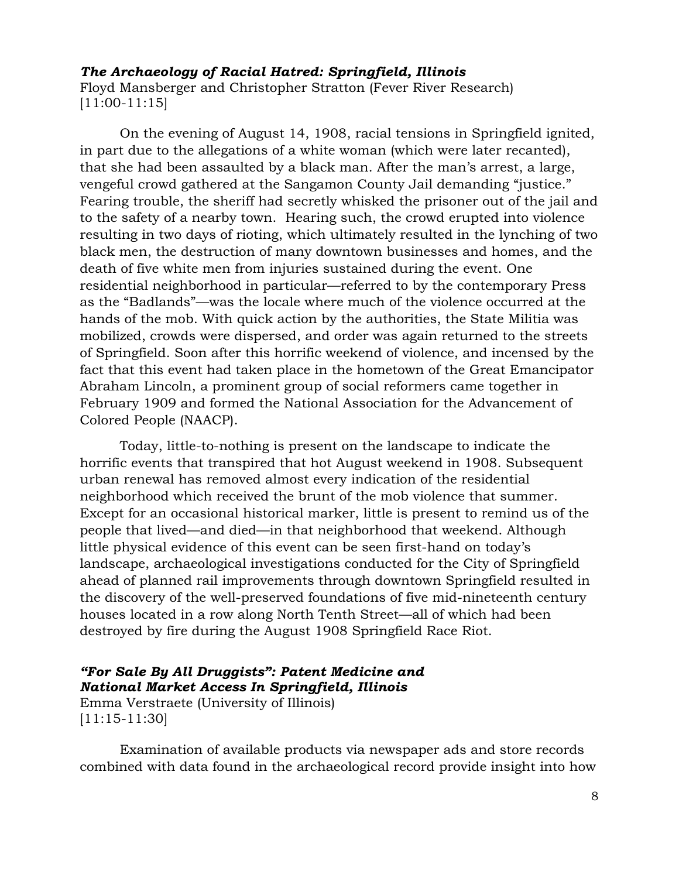***The Archaeology of Racial Hatred: Springfield, Illinois***
Floyd Mansberger and Christopher Stratton (Fever River Research)
[11:00-11:15]

On the evening of August 14, 1908, racial tensions in Springfield ignited, in part due to the allegations of a white woman (which were later recanted), that she had been assaulted by a black man. After the man's arrest, a large, vengeful crowd gathered at the Sangamon County Jail demanding "justice." Fearing trouble, the sheriff had secretly whisked the prisoner out of the jail and to the safety of a nearby town. Hearing such, the crowd erupted into violence resulting in two days of rioting, which ultimately resulted in the lynching of two black men, the destruction of many downtown businesses and homes, and the death of five white men from injuries sustained during the event. One residential neighborhood in particular—referred to by the contemporary Press as the "Badlands"—was the locale where much of the violence occurred at the hands of the mob. With quick action by the authorities, the State Militia was mobilized, crowds were dispersed, and order was again returned to the streets of Springfield. Soon after this horrific weekend of violence, and incensed by the fact that this event had taken place in the hometown of the Great Emancipator Abraham Lincoln, a prominent group of social reformers came together in February 1909 and formed the National Association for the Advancement of Colored People (NAACP).

Today, little-to-nothing is present on the landscape to indicate the horrific events that transpired that hot August weekend in 1908. Subsequent urban renewal has removed almost every indication of the residential neighborhood which received the brunt of the mob violence that summer. Except for an occasional historical marker, little is present to remind us of the people that lived—and died—in that neighborhood that weekend. Although little physical evidence of this event can be seen first-hand on today's landscape, archaeological investigations conducted for the City of Springfield ahead of planned rail improvements through downtown Springfield resulted in the discovery of the well-preserved foundations of five mid-nineteenth century houses located in a row along North Tenth Street—all of which had been destroyed by fire during the August 1908 Springfield Race Riot.

***"For Sale By All Druggists": Patent Medicine and National Market Access In Springfield, Illinois***
Emma Verstraete (University of Illinois)
[11:15-11:30]

Examination of available products via newspaper ads and store records combined with data found in the archaeological record provide insight into how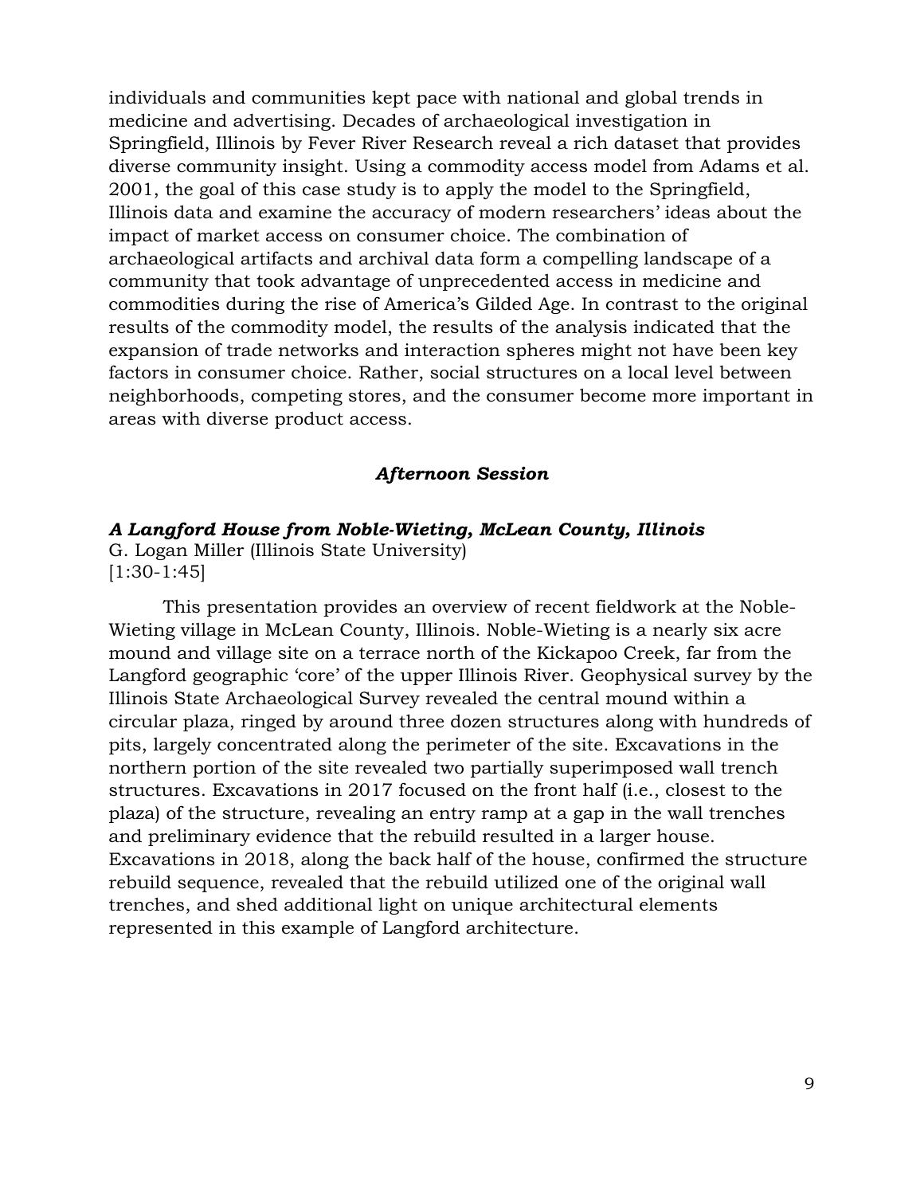individuals and communities kept pace with national and global trends in medicine and advertising. Decades of archaeological investigation in Springfield, Illinois by Fever River Research reveal a rich dataset that provides diverse community insight. Using a commodity access model from Adams et al. 2001, the goal of this case study is to apply the model to the Springfield, Illinois data and examine the accuracy of modern researchers' ideas about the impact of market access on consumer choice. The combination of archaeological artifacts and archival data form a compelling landscape of a community that took advantage of unprecedented access in medicine and commodities during the rise of America's Gilded Age. In contrast to the original results of the commodity model, the results of the analysis indicated that the expansion of trade networks and interaction spheres might not have been key factors in consumer choice. Rather, social structures on a local level between neighborhoods, competing stores, and the consumer become more important in areas with diverse product access.

## *Afternoon Session*

### *A Langford House from Noble-Wieting, McLean County, Illinois*

G. Logan Miller (Illinois State University)
[1:30-1:45]

This presentation provides an overview of recent fieldwork at the Noble-Wieting village in McLean County, Illinois. Noble-Wieting is a nearly six acre mound and village site on a terrace north of the Kickapoo Creek, far from the Langford geographic 'core' of the upper Illinois River. Geophysical survey by the Illinois State Archaeological Survey revealed the central mound within a circular plaza, ringed by around three dozen structures along with hundreds of pits, largely concentrated along the perimeter of the site. Excavations in the northern portion of the site revealed two partially superimposed wall trench structures. Excavations in 2017 focused on the front half (i.e., closest to the plaza) of the structure, revealing an entry ramp at a gap in the wall trenches and preliminary evidence that the rebuild resulted in a larger house. Excavations in 2018, along the back half of the house, confirmed the structure rebuild sequence, revealed that the rebuild utilized one of the original wall trenches, and shed additional light on unique architectural elements represented in this example of Langford architecture.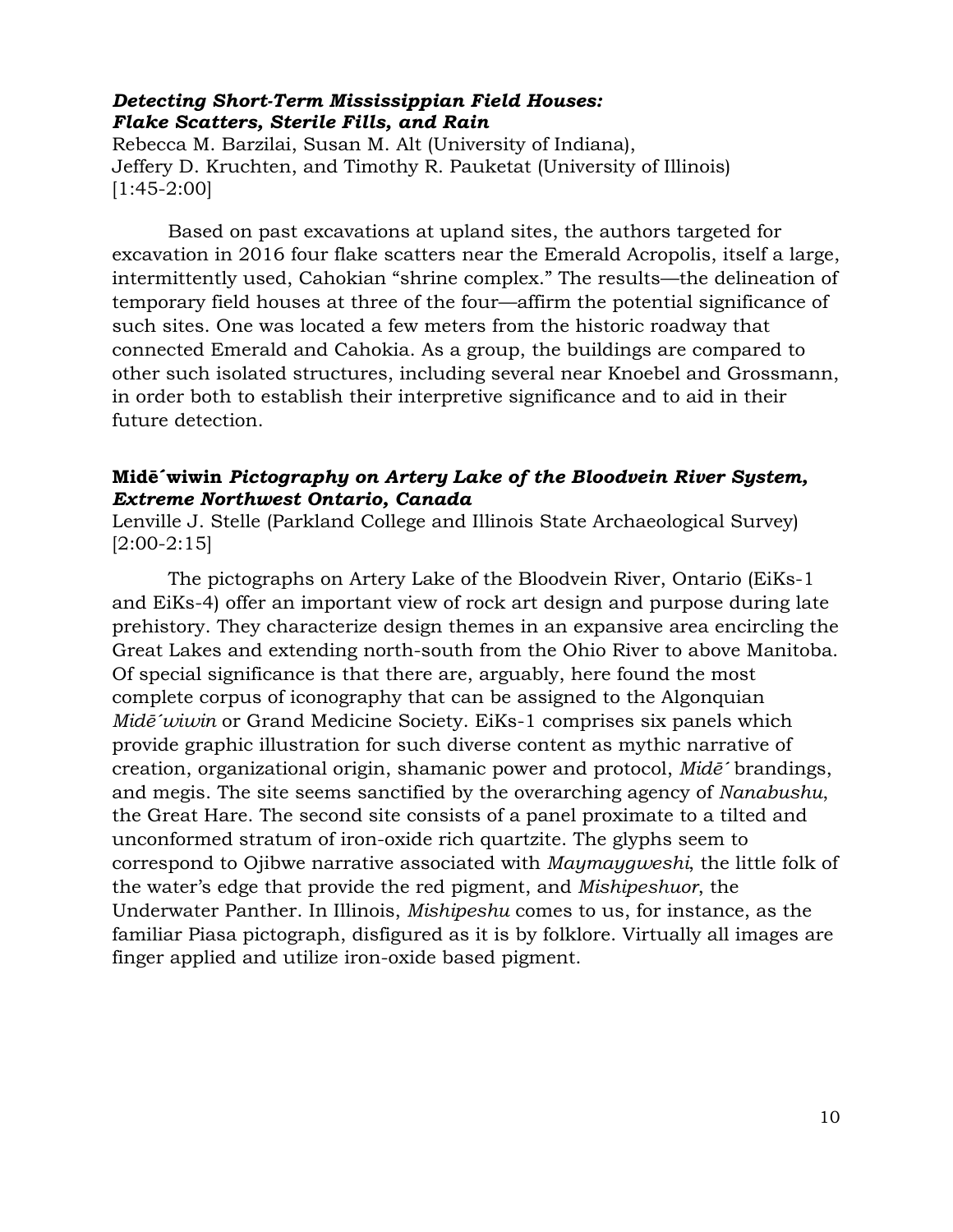### ***Detecting Short-Term Mississippian Field Houses: Flake Scatters, Sterile Fills, and Rain***

Rebecca M. Barzilai, Susan M. Alt (University of Indiana),
Jeffery D. Kruchten, and Timothy R. Pauketat (University of Illinois)
[1:45-2:00]

Based on past excavations at upland sites, the authors targeted for excavation in 2016 four flake scatters near the Emerald Acropolis, itself a large, intermittently used, Cahokian "shrine complex." The results—the delineation of temporary field houses at three of the four—affirm the potential significance of such sites. One was located a few meters from the historic roadway that connected Emerald and Cahokia. As a group, the buildings are compared to other such isolated structures, including several near Knoebel and Grossmann, in order both to establish their interpretive significance and to aid in their future detection.

### **Midē´wiwin *Pictography on Artery Lake of the Bloodvein River System, Extreme Northwest Ontario, Canada***

Lenville J. Stelle (Parkland College and Illinois State Archaeological Survey)
[2:00-2:15]

The pictographs on Artery Lake of the Bloodvein River, Ontario (EiKs-1 and EiKs-4) offer an important view of rock art design and purpose during late prehistory. They characterize design themes in an expansive area encircling the Great Lakes and extending north-south from the Ohio River to above Manitoba. Of special significance is that there are, arguably, here found the most complete corpus of iconography that can be assigned to the Algonquian *Midē´wiwin* or Grand Medicine Society. EiKs-1 comprises six panels which provide graphic illustration for such diverse content as mythic narrative of creation, organizational origin, shamanic power and protocol, *Midē´* brandings, and megis. The site seems sanctified by the overarching agency of *Nanabushu*, the Great Hare. The second site consists of a panel proximate to a tilted and unconformed stratum of iron-oxide rich quartzite. The glyphs seem to correspond to Ojibwe narrative associated with *Maymaygweshi*, the little folk of the water's edge that provide the red pigment, and *Mishipeshuor*, the Underwater Panther. In Illinois, *Mishipeshu* comes to us, for instance, as the familiar Piasa pictograph, disfigured as it is by folklore. Virtually all images are finger applied and utilize iron-oxide based pigment.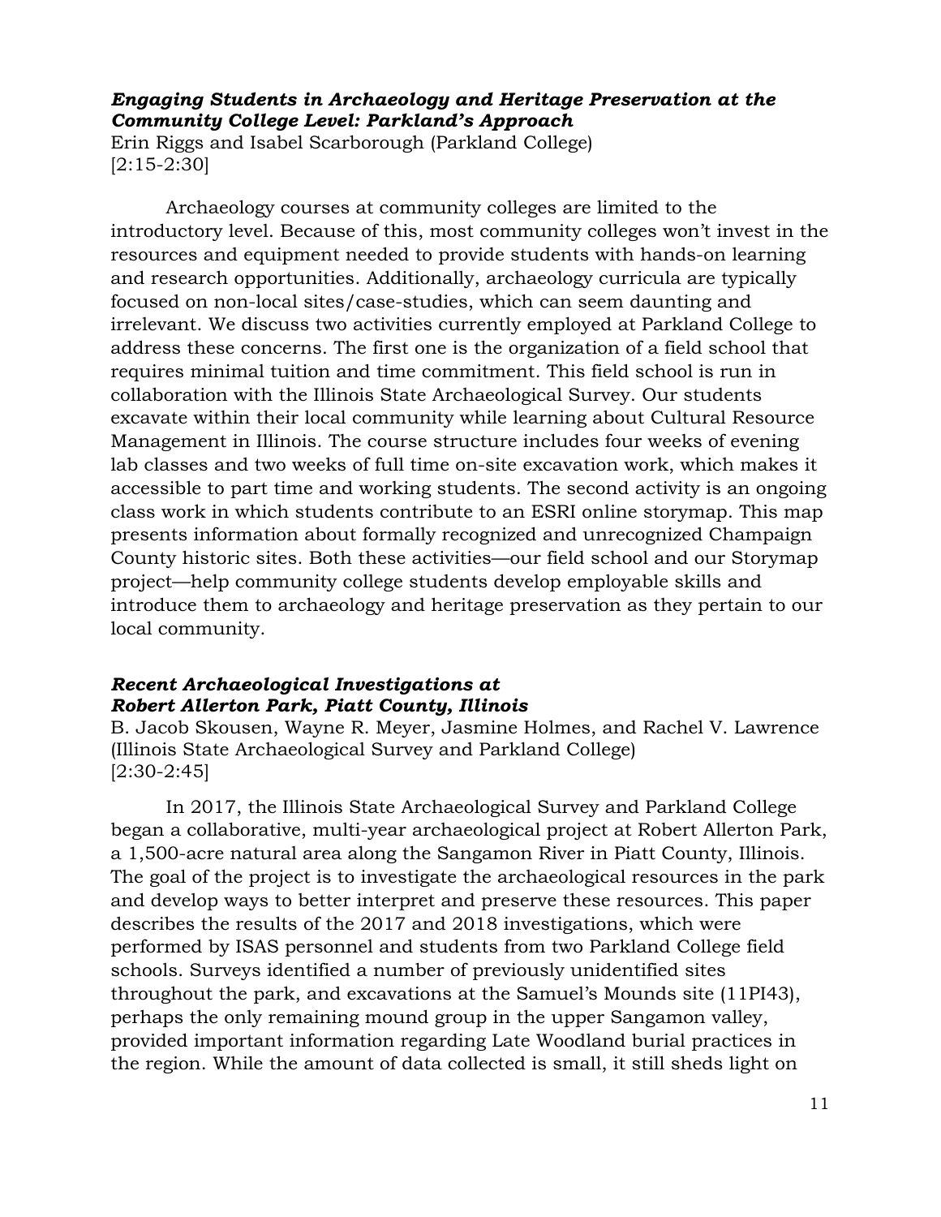***Engaging Students in Archaeology and Heritage Preservation at the Community College Level: Parkland's Approach***

Erin Riggs and Isabel Scarborough (Parkland College)
[2:15-2:30]

Archaeology courses at community colleges are limited to the introductory level. Because of this, most community colleges won't invest in the resources and equipment needed to provide students with hands-on learning and research opportunities. Additionally, archaeology curricula are typically focused on non-local sites/case-studies, which can seem daunting and irrelevant. We discuss two activities currently employed at Parkland College to address these concerns. The first one is the organization of a field school that requires minimal tuition and time commitment. This field school is run in collaboration with the Illinois State Archaeological Survey. Our students excavate within their local community while learning about Cultural Resource Management in Illinois. The course structure includes four weeks of evening lab classes and two weeks of full time on-site excavation work, which makes it accessible to part time and working students. The second activity is an ongoing class work in which students contribute to an ESRI online storymap. This map presents information about formally recognized and unrecognized Champaign County historic sites. Both these activities—our field school and our Storymap project—help community college students develop employable skills and introduce them to archaeology and heritage preservation as they pertain to our local community.

***Recent Archaeological Investigations at Robert Allerton Park, Piatt County, Illinois***

B. Jacob Skousen, Wayne R. Meyer, Jasmine Holmes, and Rachel V. Lawrence (Illinois State Archaeological Survey and Parkland College)
[2:30-2:45]

In 2017, the Illinois State Archaeological Survey and Parkland College began a collaborative, multi-year archaeological project at Robert Allerton Park, a 1,500-acre natural area along the Sangamon River in Piatt County, Illinois. The goal of the project is to investigate the archaeological resources in the park and develop ways to better interpret and preserve these resources. This paper describes the results of the 2017 and 2018 investigations, which were performed by ISAS personnel and students from two Parkland College field schools. Surveys identified a number of previously unidentified sites throughout the park, and excavations at the Samuel's Mounds site (11PI43), perhaps the only remaining mound group in the upper Sangamon valley, provided important information regarding Late Woodland burial practices in the region. While the amount of data collected is small, it still sheds light on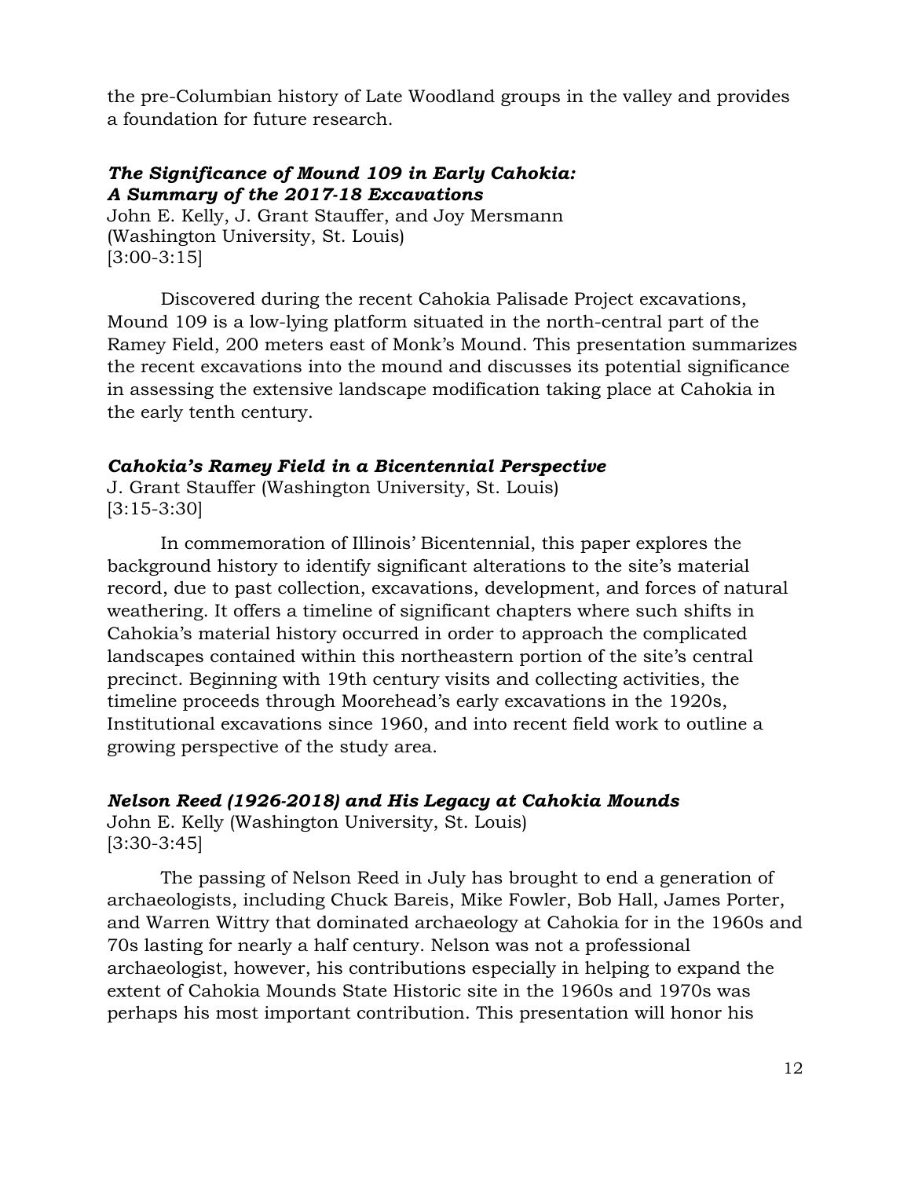the pre-Columbian history of Late Woodland groups in the valley and provides a foundation for future research.

***The Significance of Mound 109 in Early Cahokia: A Summary of the 2017-18 Excavations***
John E. Kelly, J. Grant Stauffer, and Joy Mersmann
(Washington University, St. Louis)
[3:00-3:15]

Discovered during the recent Cahokia Palisade Project excavations, Mound 109 is a low-lying platform situated in the north-central part of the Ramey Field, 200 meters east of Monk's Mound. This presentation summarizes the recent excavations into the mound and discusses its potential significance in assessing the extensive landscape modification taking place at Cahokia in the early tenth century.

***Cahokia's Ramey Field in a Bicentennial Perspective***
J. Grant Stauffer (Washington University, St. Louis)
[3:15-3:30]

In commemoration of Illinois' Bicentennial, this paper explores the background history to identify significant alterations to the site's material record, due to past collection, excavations, development, and forces of natural weathering. It offers a timeline of significant chapters where such shifts in Cahokia's material history occurred in order to approach the complicated landscapes contained within this northeastern portion of the site's central precinct. Beginning with 19th century visits and collecting activities, the timeline proceeds through Moorehead's early excavations in the 1920s, Institutional excavations since 1960, and into recent field work to outline a growing perspective of the study area.

***Nelson Reed (1926-2018) and His Legacy at Cahokia Mounds***
John E. Kelly (Washington University, St. Louis)
[3:30-3:45]

The passing of Nelson Reed in July has brought to end a generation of archaeologists, including Chuck Bareis, Mike Fowler, Bob Hall, James Porter, and Warren Wittry that dominated archaeology at Cahokia for in the 1960s and 70s lasting for nearly a half century. Nelson was not a professional archaeologist, however, his contributions especially in helping to expand the extent of Cahokia Mounds State Historic site in the 1960s and 1970s was perhaps his most important contribution. This presentation will honor his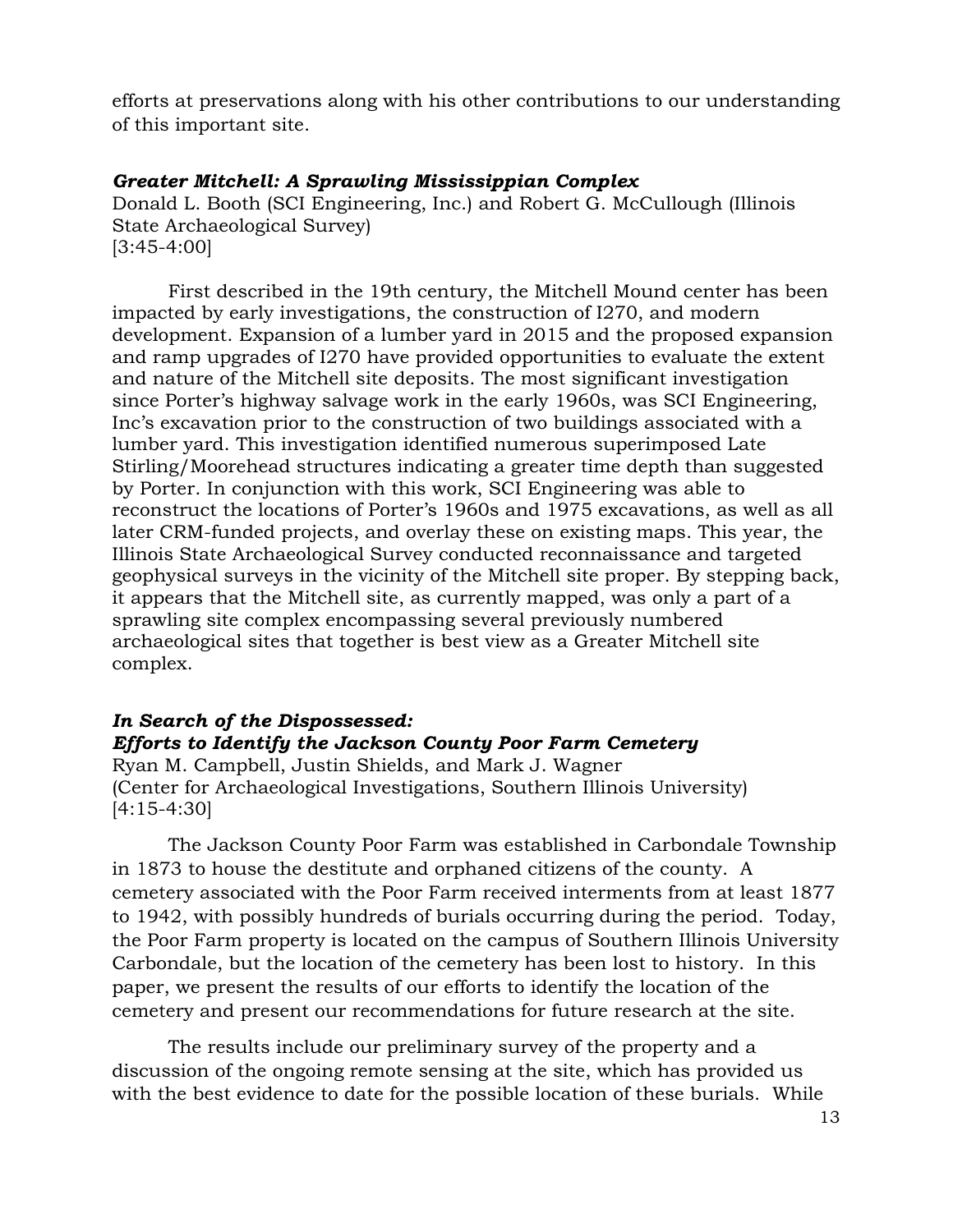efforts at preservations along with his other contributions to our understanding of this important site.

***Greater Mitchell: A Sprawling Mississippian Complex***
Donald L. Booth (SCI Engineering, Inc.) and Robert G. McCullough (Illinois State Archaeological Survey)
[3:45-4:00]

First described in the 19th century, the Mitchell Mound center has been impacted by early investigations, the construction of I270, and modern development. Expansion of a lumber yard in 2015 and the proposed expansion and ramp upgrades of I270 have provided opportunities to evaluate the extent and nature of the Mitchell site deposits. The most significant investigation since Porter's highway salvage work in the early 1960s, was SCI Engineering, Inc's excavation prior to the construction of two buildings associated with a lumber yard. This investigation identified numerous superimposed Late Stirling/Moorehead structures indicating a greater time depth than suggested by Porter. In conjunction with this work, SCI Engineering was able to reconstruct the locations of Porter's 1960s and 1975 excavations, as well as all later CRM-funded projects, and overlay these on existing maps. This year, the Illinois State Archaeological Survey conducted reconnaissance and targeted geophysical surveys in the vicinity of the Mitchell site proper. By stepping back, it appears that the Mitchell site, as currently mapped, was only a part of a sprawling site complex encompassing several previously numbered archaeological sites that together is best view as a Greater Mitchell site complex.

***In Search of the Dispossessed:***
***Efforts to Identify the Jackson County Poor Farm Cemetery***
Ryan M. Campbell, Justin Shields, and Mark J. Wagner
(Center for Archaeological Investigations, Southern Illinois University)
[4:15-4:30]

The Jackson County Poor Farm was established in Carbondale Township in 1873 to house the destitute and orphaned citizens of the county. A cemetery associated with the Poor Farm received interments from at least 1877 to 1942, with possibly hundreds of burials occurring during the period. Today, the Poor Farm property is located on the campus of Southern Illinois University Carbondale, but the location of the cemetery has been lost to history. In this paper, we present the results of our efforts to identify the location of the cemetery and present our recommendations for future research at the site.

The results include our preliminary survey of the property and a discussion of the ongoing remote sensing at the site, which has provided us with the best evidence to date for the possible location of these burials. While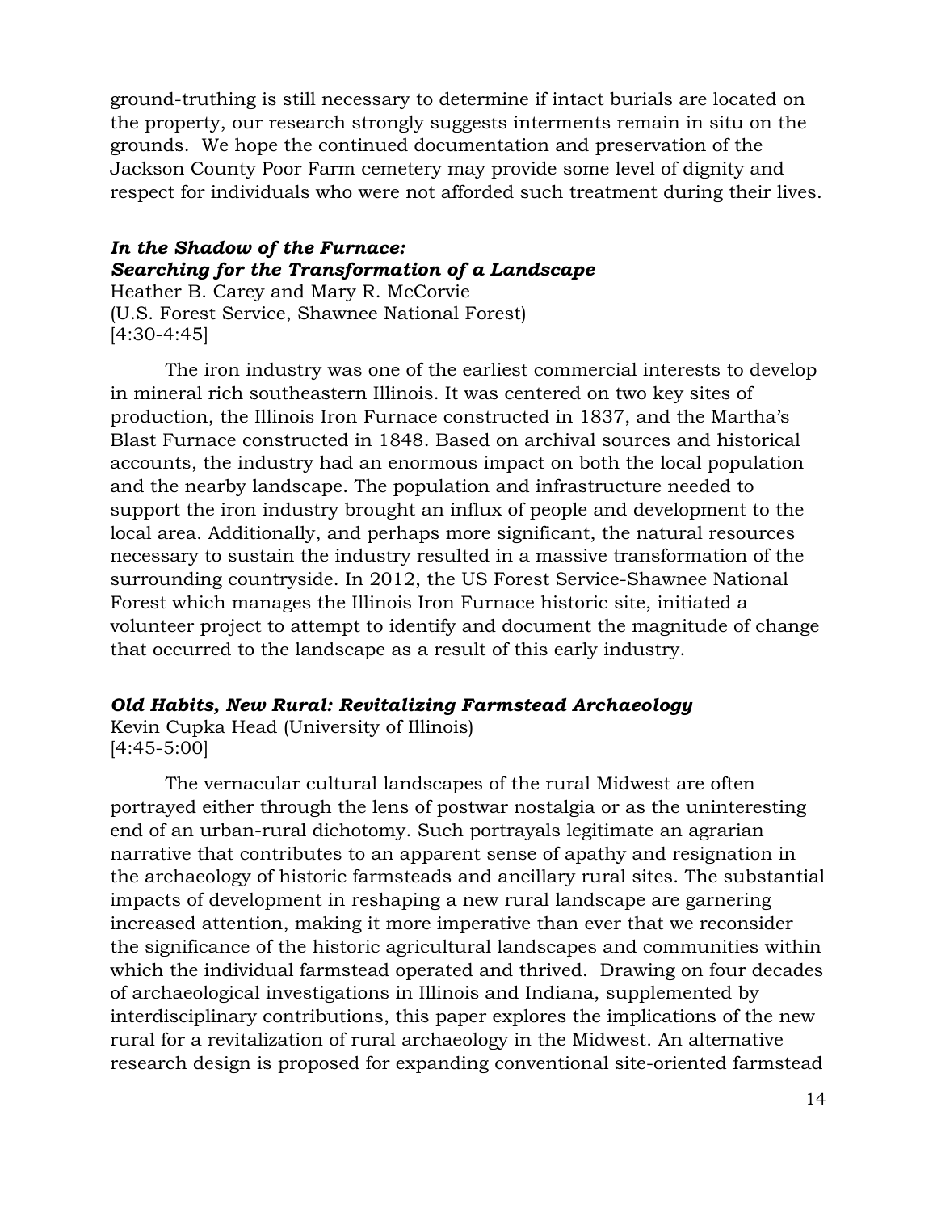ground-truthing is still necessary to determine if intact burials are located on the property, our research strongly suggests interments remain in situ on the grounds. We hope the continued documentation and preservation of the Jackson County Poor Farm cemetery may provide some level of dignity and respect for individuals who were not afforded such treatment during their lives.

***In the Shadow of the Furnace: Searching for the Transformation of a Landscape***

Heather B. Carey and Mary R. McCorvie
(U.S. Forest Service, Shawnee National Forest)
[4:30-4:45]

The iron industry was one of the earliest commercial interests to develop in mineral rich southeastern Illinois. It was centered on two key sites of production, the Illinois Iron Furnace constructed in 1837, and the Martha's Blast Furnace constructed in 1848. Based on archival sources and historical accounts, the industry had an enormous impact on both the local population and the nearby landscape. The population and infrastructure needed to support the iron industry brought an influx of people and development to the local area. Additionally, and perhaps more significant, the natural resources necessary to sustain the industry resulted in a massive transformation of the surrounding countryside. In 2012, the US Forest Service-Shawnee National Forest which manages the Illinois Iron Furnace historic site, initiated a volunteer project to attempt to identify and document the magnitude of change that occurred to the landscape as a result of this early industry.

***Old Habits, New Rural: Revitalizing Farmstead Archaeology***

Kevin Cupka Head (University of Illinois)
[4:45-5:00]

The vernacular cultural landscapes of the rural Midwest are often portrayed either through the lens of postwar nostalgia or as the uninteresting end of an urban-rural dichotomy. Such portrayals legitimate an agrarian narrative that contributes to an apparent sense of apathy and resignation in the archaeology of historic farmsteads and ancillary rural sites. The substantial impacts of development in reshaping a new rural landscape are garnering increased attention, making it more imperative than ever that we reconsider the significance of the historic agricultural landscapes and communities within which the individual farmstead operated and thrived. Drawing on four decades of archaeological investigations in Illinois and Indiana, supplemented by interdisciplinary contributions, this paper explores the implications of the new rural for a revitalization of rural archaeology in the Midwest. An alternative research design is proposed for expanding conventional site-oriented farmstead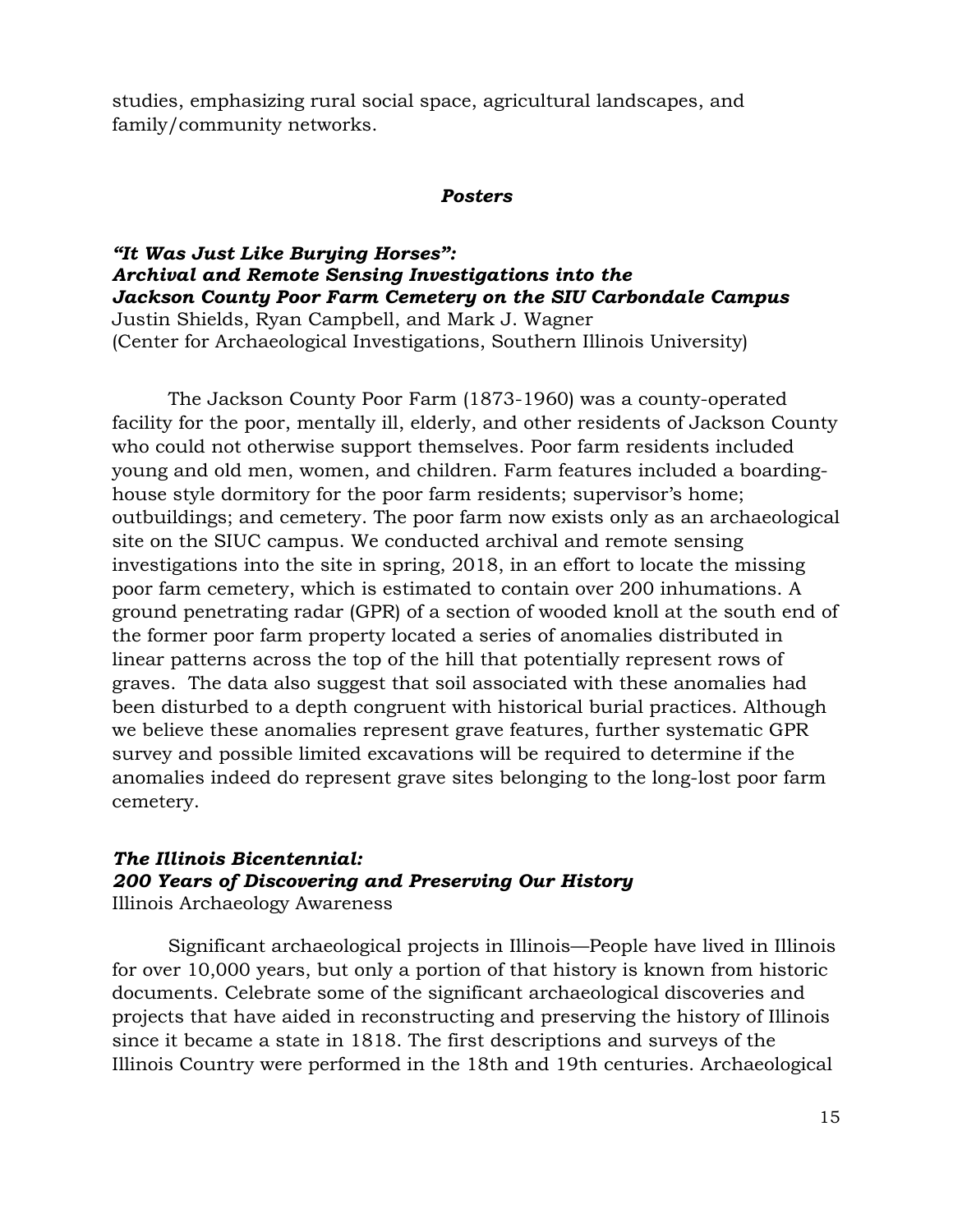studies, emphasizing rural social space, agricultural landscapes, and family/community networks.

### ***Posters***

***"It Was Just Like Burying Horses": Archival and Remote Sensing Investigations into the Jackson County Poor Farm Cemetery on the SIU Carbondale Campus***
Justin Shields, Ryan Campbell, and Mark J. Wagner
(Center for Archaeological Investigations, Southern Illinois University)

The Jackson County Poor Farm (1873-1960) was a county-operated facility for the poor, mentally ill, elderly, and other residents of Jackson County who could not otherwise support themselves. Poor farm residents included young and old men, women, and children. Farm features included a boarding-house style dormitory for the poor farm residents; supervisor's home; outbuildings; and cemetery. The poor farm now exists only as an archaeological site on the SIUC campus. We conducted archival and remote sensing investigations into the site in spring, 2018, in an effort to locate the missing poor farm cemetery, which is estimated to contain over 200 inhumations. A ground penetrating radar (GPR) of a section of wooded knoll at the south end of the former poor farm property located a series of anomalies distributed in linear patterns across the top of the hill that potentially represent rows of graves. The data also suggest that soil associated with these anomalies had been disturbed to a depth congruent with historical burial practices. Although we believe these anomalies represent grave features, further systematic GPR survey and possible limited excavations will be required to determine if the anomalies indeed do represent grave sites belonging to the long-lost poor farm cemetery.

***The Illinois Bicentennial: 200 Years of Discovering and Preserving Our History***
Illinois Archaeology Awareness

Significant archaeological projects in Illinois—People have lived in Illinois for over 10,000 years, but only a portion of that history is known from historic documents. Celebrate some of the significant archaeological discoveries and projects that have aided in reconstructing and preserving the history of Illinois since it became a state in 1818. The first descriptions and surveys of the Illinois Country were performed in the 18th and 19th centuries. Archaeological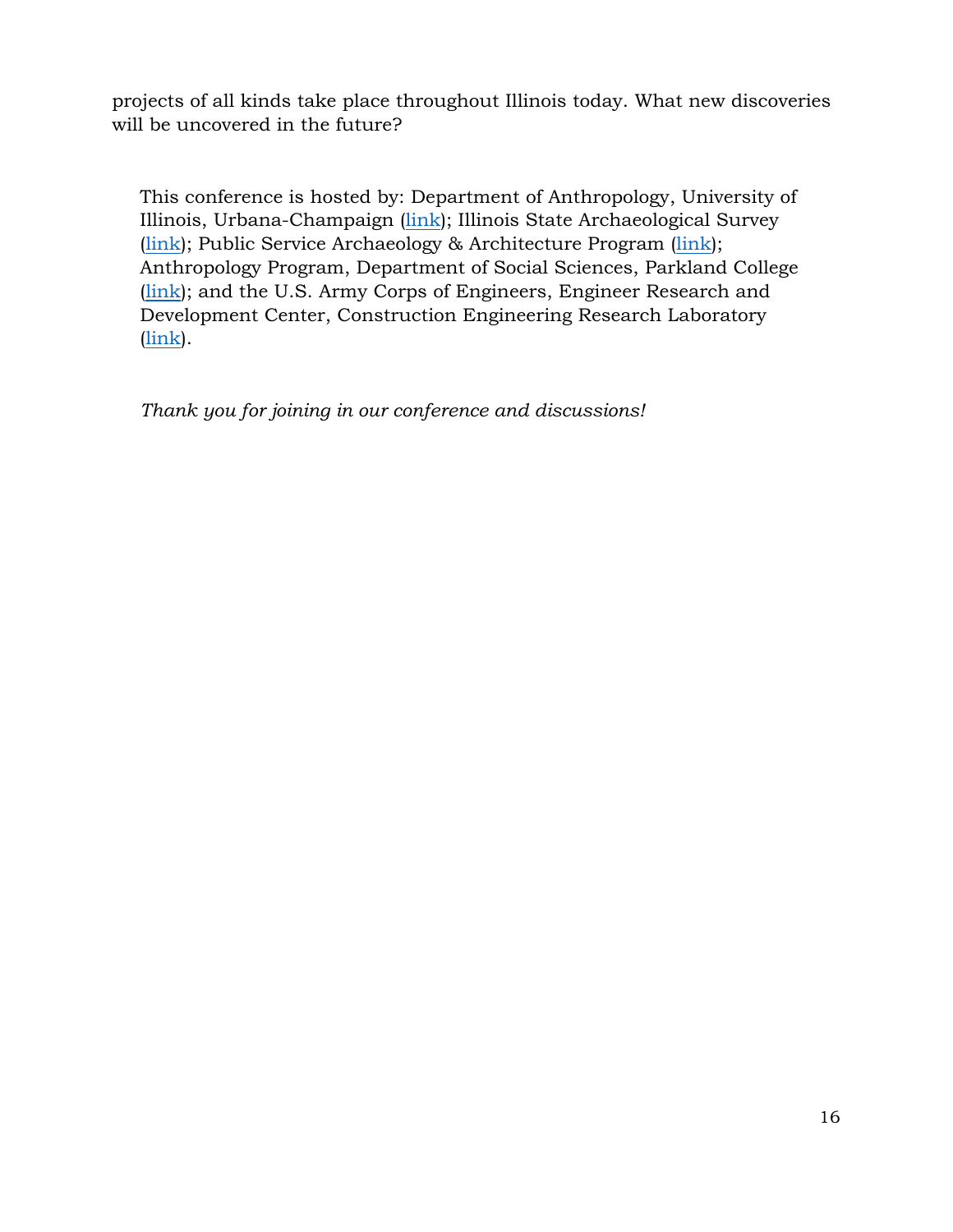projects of all kinds take place throughout Illinois today. What new discoveries will be uncovered in the future?

This conference is hosted by: Department of Anthropology, University of Illinois, Urbana-Champaign (link); Illinois State Archaeological Survey (link); Public Service Archaeology & Architecture Program (link); Anthropology Program, Department of Social Sciences, Parkland College (link); and the U.S. Army Corps of Engineers, Engineer Research and Development Center, Construction Engineering Research Laboratory (link).

*Thank you for joining in our conference and discussions!*